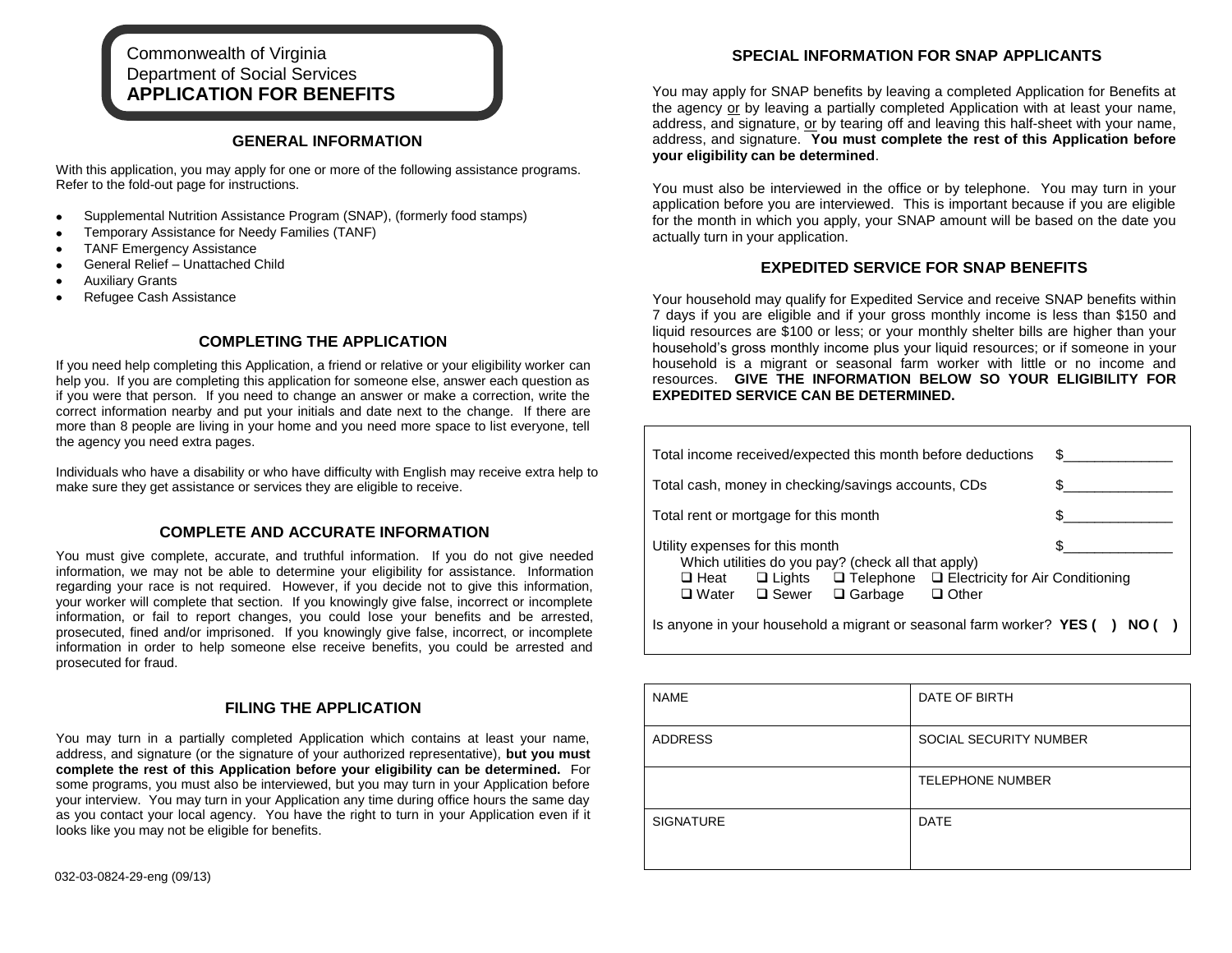Commonwealth of Virginia
Department of Social Services
**APPLICATION FOR BENEFITS**

## GENERAL INFORMATION

With this application, you may apply for one or more of the following assistance programs. Refer to the fold-out page for instructions.

- Supplemental Nutrition Assistance Program (SNAP), (formerly food stamps)
- Temporary Assistance for Needy Families (TANF)
- TANF Emergency Assistance
- General Relief – Unattached Child
- Auxiliary Grants
- Refugee Cash Assistance

## COMPLETING THE APPLICATION

If you need help completing this Application, a friend or relative or your eligibility worker can help you. If you are completing this application for someone else, answer each question as if you were that person. If you need to change an answer or make a correction, write the correct information nearby and put your initials and date next to the change. If there are more than 8 people are living in your home and you need more space to list everyone, tell the agency you need extra pages.

Individuals who have a disability or who have difficulty with English may receive extra help to make sure they get assistance or services they are eligible to receive.

## COMPLETE AND ACCURATE INFORMATION

You must give complete, accurate, and truthful information. If you do not give needed information, we may not be able to determine your eligibility for assistance. Information regarding your race is not required. However, if you decide not to give this information, your worker will complete that section. If you knowingly give false, incorrect or incomplete information, or fail to report changes, you could lose your benefits and be arrested, prosecuted, fined and/or imprisoned. If you knowingly give false, incorrect, or incomplete information in order to help someone else receive benefits, you could be arrested and prosecuted for fraud.

## FILING THE APPLICATION

You may turn in a partially completed Application which contains at least your name, address, and signature (or the signature of your authorized representative), **but you must complete the rest of this Application before your eligibility can be determined.** For some programs, you must also be interviewed, but you may turn in your Application before your interview. You may turn in your Application any time during office hours the same day as you contact your local agency. You have the right to turn in your Application even if it looks like you may not be eligible for benefits.

032-03-0824-29-eng (09/13)

## SPECIAL INFORMATION FOR SNAP APPLICANTS

You may apply for SNAP benefits by leaving a completed Application for Benefits at the agency or by leaving a partially completed Application with at least your name, address, and signature, or by tearing off and leaving this half-sheet with your name, address, and signature. **You must complete the rest of this Application before your eligibility can be determined**.

You must also be interviewed in the office or by telephone. You may turn in your application before you are interviewed. This is important because if you are eligible for the month in which you apply, your SNAP amount will be based on the date you actually turn in your application.

## EXPEDITED SERVICE FOR SNAP BENEFITS

Your household may qualify for Expedited Service and receive SNAP benefits within 7 days if you are eligible and if your gross monthly income is less than $150 and liquid resources are $100 or less; or your monthly shelter bills are higher than your household's gross monthly income plus your liquid resources; or if someone in your household is a migrant or seasonal farm worker with little or no income and resources. **GIVE THE INFORMATION BELOW SO YOUR ELIGIBILITY FOR EXPEDITED SERVICE CAN BE DETERMINED.**

Total income received/expected this month before deductions $______________

Total cash, money in checking/savings accounts, CDs $______________

Total rent or mortgage for this month $______________

Utility expenses for this month $______________

Which utilities do you pay? (check all that apply)
❑ Heat ❑ Lights ❑ Telephone ❑ Electricity for Air Conditioning
❑ Water ❑ Sewer ❑ Garbage ❑ Other

Is anyone in your household a migrant or seasonal farm worker? **YES ( ) NO ( )**

| NAME | DATE OF BIRTH |
|---|---|
| ADDRESS | SOCIAL SECURITY NUMBER |
| | TELEPHONE NUMBER |
| SIGNATURE | DATE |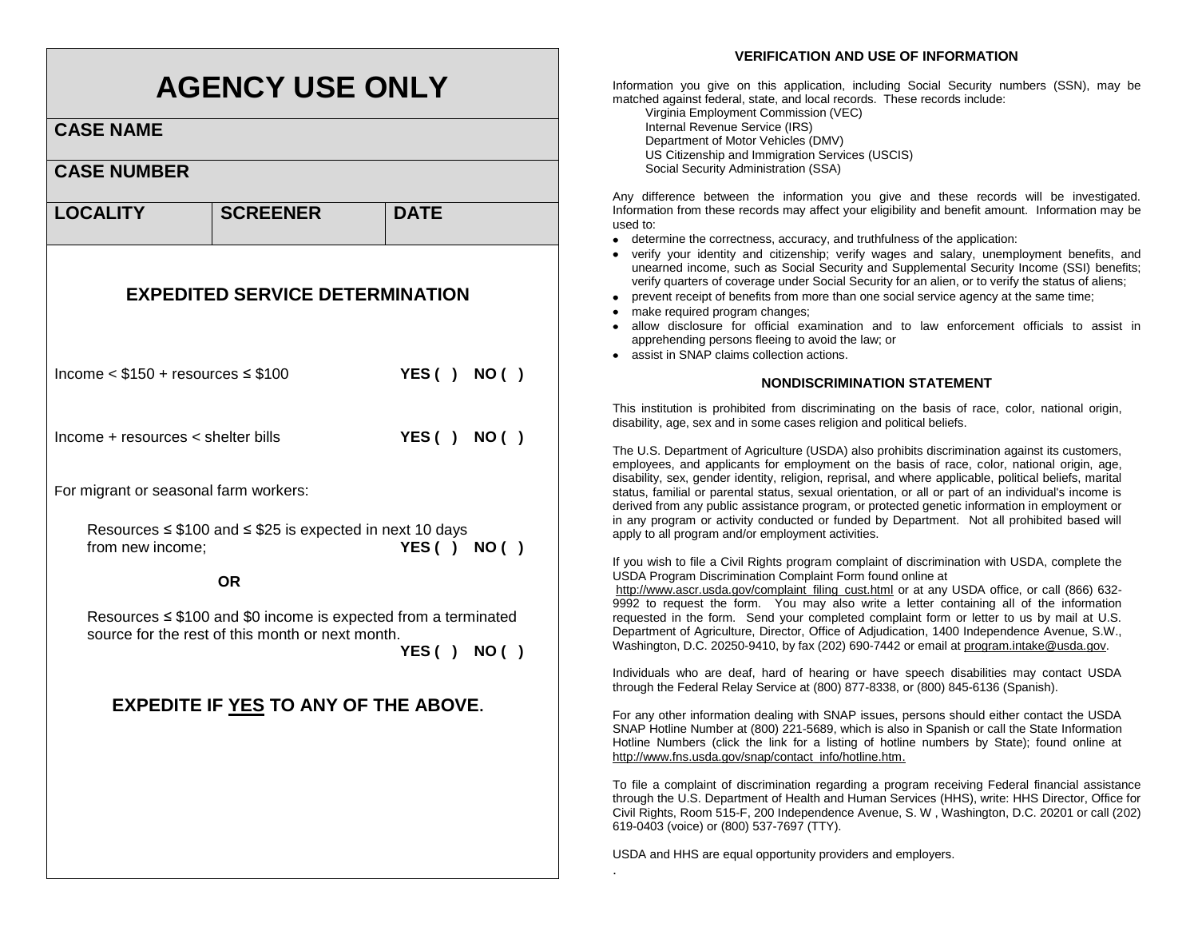# AGENCY USE ONLY

| CASE NAME | | |
|---|---|---|
| **CASE NUMBER** | | |
| **LOCALITY** | **SCREENER** | **DATE** |

## EXPEDITED SERVICE DETERMINATION

Income < $150 + resources ≤ $100 **YES ( ) NO ( )**

Income + resources < shelter bills **YES ( ) NO ( )**

For migrant or seasonal farm workers:

Resources ≤ $100 and ≤ $25 is expected in next 10 days from new income; **YES ( ) NO ( )**

**OR**

Resources ≤ $100 and $0 income is expected from a terminated source for the rest of this month or next month. **YES ( ) NO ( )**

**EXPEDITE IF YES TO ANY OF THE ABOVE.**

### VERIFICATION AND USE OF INFORMATION

Information you give on this application, including Social Security numbers (SSN), may be matched against federal, state, and local records. These records include:

Virginia Employment Commission (VEC)
Internal Revenue Service (IRS)
Department of Motor Vehicles (DMV)
US Citizenship and Immigration Services (USCIS)
Social Security Administration (SSA)

Any difference between the information you give and these records will be investigated. Information from these records may affect your eligibility and benefit amount. Information may be used to:

- determine the correctness, accuracy, and truthfulness of the application:
- verify your identity and citizenship; verify wages and salary, unemployment benefits, and unearned income, such as Social Security and Supplemental Security Income (SSI) benefits; verify quarters of coverage under Social Security for an alien, or to verify the status of aliens;
- prevent receipt of benefits from more than one social service agency at the same time;
- make required program changes;
- allow disclosure for official examination and to law enforcement officials to assist in apprehending persons fleeing to avoid the law; or
- assist in SNAP claims collection actions.

### NONDISCRIMINATION STATEMENT

This institution is prohibited from discriminating on the basis of race, color, national origin, disability, age, sex and in some cases religion and political beliefs.

The U.S. Department of Agriculture (USDA) also prohibits discrimination against its customers, employees, and applicants for employment on the basis of race, color, national origin, age, disability, sex, gender identity, religion, reprisal, and where applicable, political beliefs, marital status, familial or parental status, sexual orientation, or all or part of an individual's income is derived from any public assistance program, or protected genetic information in employment or in any program or activity conducted or funded by Department. Not all prohibited based will apply to all program and/or employment activities.

If you wish to file a Civil Rights program complaint of discrimination with USDA, complete the USDA Program Discrimination Complaint Form found online at http://www.ascr.usda.gov/complaint_filing_cust.html or at any USDA office, or call (866) 632-9992 to request the form. You may also write a letter containing all of the information requested in the form. Send your completed complaint form or letter to us by mail at U.S. Department of Agriculture, Director, Office of Adjudication, 1400 Independence Avenue, S.W., Washington, D.C. 20250-9410, by fax (202) 690-7442 or email at program.intake@usda.gov.

Individuals who are deaf, hard of hearing or have speech disabilities may contact USDA through the Federal Relay Service at (800) 877-8338, or (800) 845-6136 (Spanish).

For any other information dealing with SNAP issues, persons should either contact the USDA SNAP Hotline Number at (800) 221-5689, which is also in Spanish or call the State Information Hotline Numbers (click the link for a listing of hotline numbers by State); found online at http://www.fns.usda.gov/snap/contact_info/hotline.htm.

To file a complaint of discrimination regarding a program receiving Federal financial assistance through the U.S. Department of Health and Human Services (HHS), write: HHS Director, Office for Civil Rights, Room 515-F, 200 Independence Avenue, S. W , Washington, D.C. 20201 or call (202) 619-0403 (voice) or (800) 537-7697 (TTY).

USDA and HHS are equal opportunity providers and employers.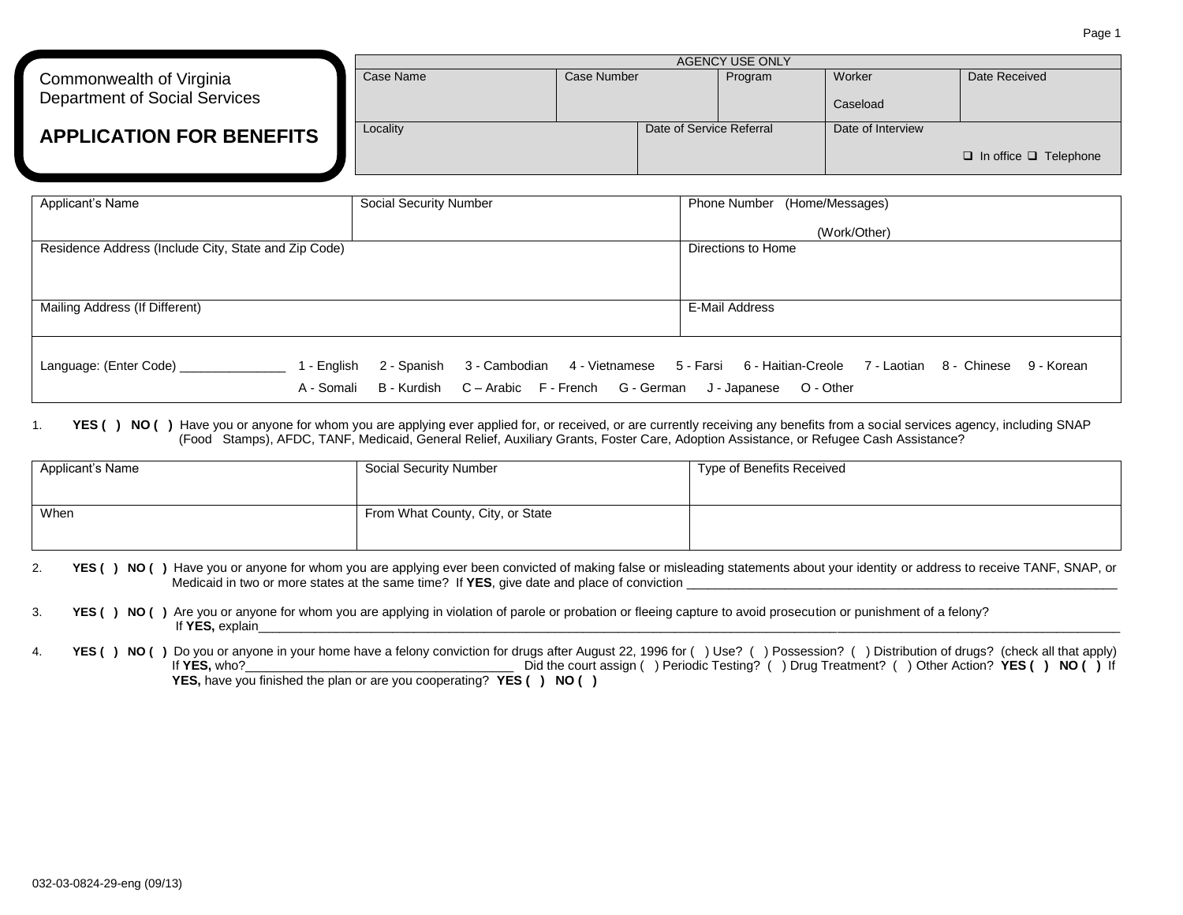Commonwealth of Virginia
Department of Social Services

# APPLICATION FOR BENEFITS

| AGENCY USE ONLY | | | | |
|---|---|---|---|---|
| Case Name | Case Number | Program | Worker<br><br>Caseload | Date Received |
| Locality | | Date of Service Referral | Date of Interview<br><br>❑ In office ❑ Telephone | |

| Applicant's Name | Social Security Number | Phone Number (Home/Messages)<br><br>(Work/Other) |
|---|---|---|
| Residence Address (Include City, State and Zip Code) | | Directions to Home |
| Mailing Address (If Different) | | E-Mail Address |

Language: (Enter Code) _______________ 1 - English 2 - Spanish 3 - Cambodian 4 - Vietnamese 5 - Farsi 6 - Haitian-Creole 7 - Laotian 8 - Chinese 9 - Korean
A - Somali B - Kurdish C – Arabic F - French G - German J - Japanese O - Other

1. **YES ( ) NO ( )** Have you or anyone for whom you are applying ever applied for, or received, or are currently receiving any benefits from a social services agency, including SNAP (Food Stamps), AFDC, TANF, Medicaid, General Relief, Auxiliary Grants, Foster Care, Adoption Assistance, or Refugee Cash Assistance?

| Applicant's Name | Social Security Number | Type of Benefits Received |
|---|---|---|
| When | From What County, City, or State | |

2. **YES ( ) NO ( )** Have you or anyone for whom you are applying ever been convicted of making false or misleading statements about your identity or address to receive TANF, SNAP, or Medicaid in two or more states at the same time? If **YES**, give date and place of conviction _______________________________________________________________

3. **YES ( ) NO ( )** Are you or anyone for whom you are applying in violation of parole or probation or fleeing capture to avoid prosecution or punishment of a felony? If **YES,** explain_______________________________________________________________________________________________________________

4. **YES ( ) NO ( )** Do you or anyone in your home have a felony conviction for drugs after August 22, 1996 for ( ) Use? ( ) Possession? ( ) Distribution of drugs? (check all that apply) If **YES,** who?_______________________________________ Did the court assign ( ) Periodic Testing? ( ) Drug Treatment? ( ) Other Action? **YES ( ) NO ( )** If **YES,** have you finished the plan or are you cooperating? **YES ( ) NO ( )**

032-03-0824-29-eng (09/13)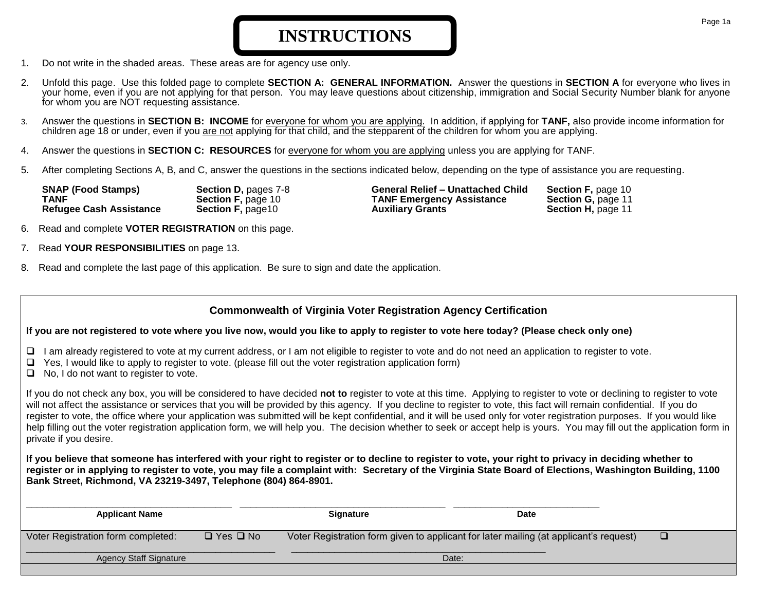# INSTRUCTIONS

1. Do not write in the shaded areas. These areas are for agency use only.

2. Unfold this page. Use this folded page to complete **SECTION A: GENERAL INFORMATION.** Answer the questions in **SECTION A** for everyone who lives in your home, even if you are not applying for that person. You may leave questions about citizenship, immigration and Social Security Number blank for anyone for whom you are NOT requesting assistance.

3. Answer the questions in **SECTION B: INCOME** for <u>everyone for whom you are applying.</u> In addition, if applying for **TANF,** also provide income information for children age 18 or under, even if you <u>are not</u> applying for that child, and the stepparent of the children for whom you are applying.

4. Answer the questions in **SECTION C: RESOURCES** for <u>everyone for whom you are applying</u> unless you are applying for TANF.

5. After completing Sections A, B, and C, answer the questions in the sections indicated below, depending on the type of assistance you are requesting.

| | | | |
|---|---|---|---|
| **SNAP (Food Stamps)** | **Section D,** pages 7-8 | **General Relief – Unattached Child** | **Section F,** page 10 |
| **TANF** | **Section F,** page 10 | **TANF Emergency Assistance** | **Section G,** page 11 |
| **Refugee Cash Assistance** | **Section F,** page10 | **Auxiliary Grants** | **Section H,** page 11 |

6. Read and complete **VOTER REGISTRATION** on this page.

7. Read **YOUR RESPONSIBILITIES** on page 13.

8. Read and complete the last page of this application. Be sure to sign and date the application.

---

### Commonwealth of Virginia Voter Registration Agency Certification

**If you are not registered to vote where you live now, would you like to apply to register to vote here today? (Please check only one)**

- ❑ I am already registered to vote at my current address, or I am not eligible to register to vote and do not need an application to register to vote.
- ❑ Yes, I would like to apply to register to vote. (please fill out the voter registration application form)
- ❑ No, I do not want to register to vote.

If you do not check any box, you will be considered to have decided **not to** register to vote at this time. Applying to register to vote or declining to register to vote will not affect the assistance or services that you will be provided by this agency. If you decline to register to vote, this fact will remain confidential. If you do register to vote, the office where your application was submitted will be kept confidential, and it will be used only for voter registration purposes. If you would like help filling out the voter registration application form, we will help you. The decision whether to seek or accept help is yours. You may fill out the application form in private if you desire.

**If you believe that someone has interfered with your right to register or to decline to register to vote, your right to privacy in deciding whether to register or in applying to register to vote, you may file a complaint with: Secretary of the Virginia State Board of Elections, Washington Building, 1100 Bank Street, Richmond, VA 23219-3497, Telephone (804) 864-8901.**

| ______________________ | ______________________ | ______________________ |
|---|---|---|
| **Applicant Name** | **Signature** | **Date** |

Voter Registration form completed: ❑ Yes ❑ No Voter Registration form given to applicant for later mailing (at applicant's request) ❑

| ______________________ | ______________________ |
|---|---|
| Agency Staff Signature | Date: |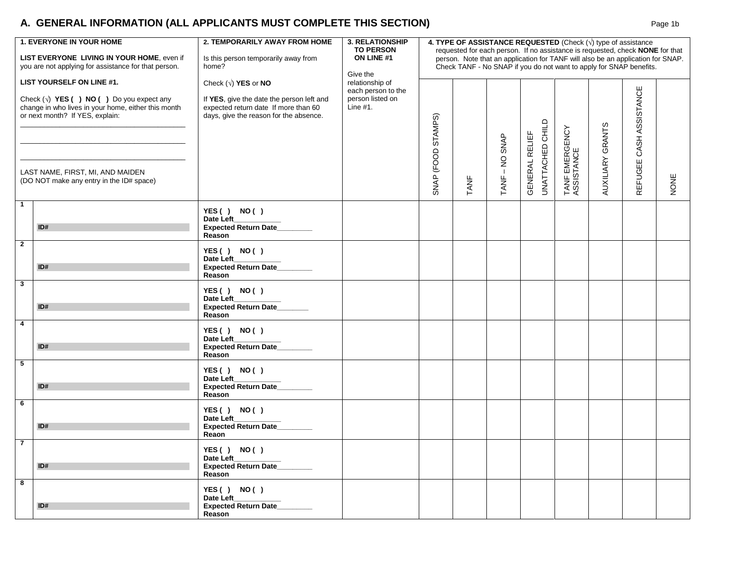## A. GENERAL INFORMATION (ALL APPLICANTS MUST COMPLETE THIS SECTION)

Page 1b

| | **1. EVERYONE IN YOUR HOME**<br><br>**LIST EVERYONE LIVING IN YOUR HOME**, even if you are not applying for assistance for that person.<br><br>**LIST YOURSELF ON LINE #1.**<br><br>Check (√) **YES ( ) NO ( )** Do you expect any change in who lives in your home, either this month or next month? If YES, explain:<br>_______________________________________<br>_______________________________________<br>_______________________________________<br><br>LAST NAME, FIRST, MI, AND MAIDEN<br>(DO NOT make any entry in the ID# space) | **2. TEMPORARILY AWAY FROM HOME**<br><br>Is this person temporarily away from home?<br><br>Check (√) **YES** or **NO**<br><br>If **YES**, give the date the person left and expected return date If more than 60 days, give the reason for the absence. | **3. RELATIONSHIP TO PERSON ON LINE #1**<br><br>Give the relationship of each person to the person listed on Line #1. | **4. TYPE OF ASSISTANCE REQUESTED** (Check (√) type of assistance requested for each person. If no assistance is requested, check **NONE** for that person. Note that an application for TANF will also be an application for SNAP. Check TANF - No SNAP if you do not want to apply for SNAP benefits. | | | | | | | |
|---|---|---|---|---|---|---|---|---|---|---|---|
| | | | | SNAP (FOOD STAMPS) | TANF | TANF – NO SNAP | GENERAL RELIEF UNATTACHED CHILD | TANF EMERGENCY ASSISTANCE | AUXILIARY GRANTS | REFUGEE CASH ASSISTANCE | NONE |
| 1 | ID# | **YES ( ) NO ( )**<br>**Date Left**____________<br>**Expected Return Date**_________<br>**Reason** | | | | | | | | | |
| 2 | ID# | **YES ( ) NO ( )**<br>**Date Left**____________<br>**Expected Return Date**_________<br>**Reason** | | | | | | | | | |
| 3 | ID# | **YES ( ) NO ( )**<br>**Date Left**____________<br>**Expected Return Date**________<br>**Reason** | | | | | | | | | |
| 4 | ID# | **YES ( ) NO ( )**<br>**Date Left**____________<br>**Expected Return Date**_________<br>**Reason** | | | | | | | | | |
| 5 | ID# | **YES ( ) NO ( )**<br>**Date Left**____________<br>**Expected Return Date**_________<br>**Reason** | | | | | | | | | |
| 6 | ID# | **YES ( ) NO ( )**<br>**Date Left**____________<br>**Expected Return Date**_________<br>**Reaon** | | | | | | | | | |
| 7 | ID# | **YES ( ) NO ( )**<br>**Date Left**____________<br>**Expected Return Date**_________<br>**Reason** | | | | | | | | | |
| 8 | ID# | **YES ( ) NO ( )**<br>**Date Left**____________<br>**Expected Return Date**_________<br>**Reason** | | | | | | | | | |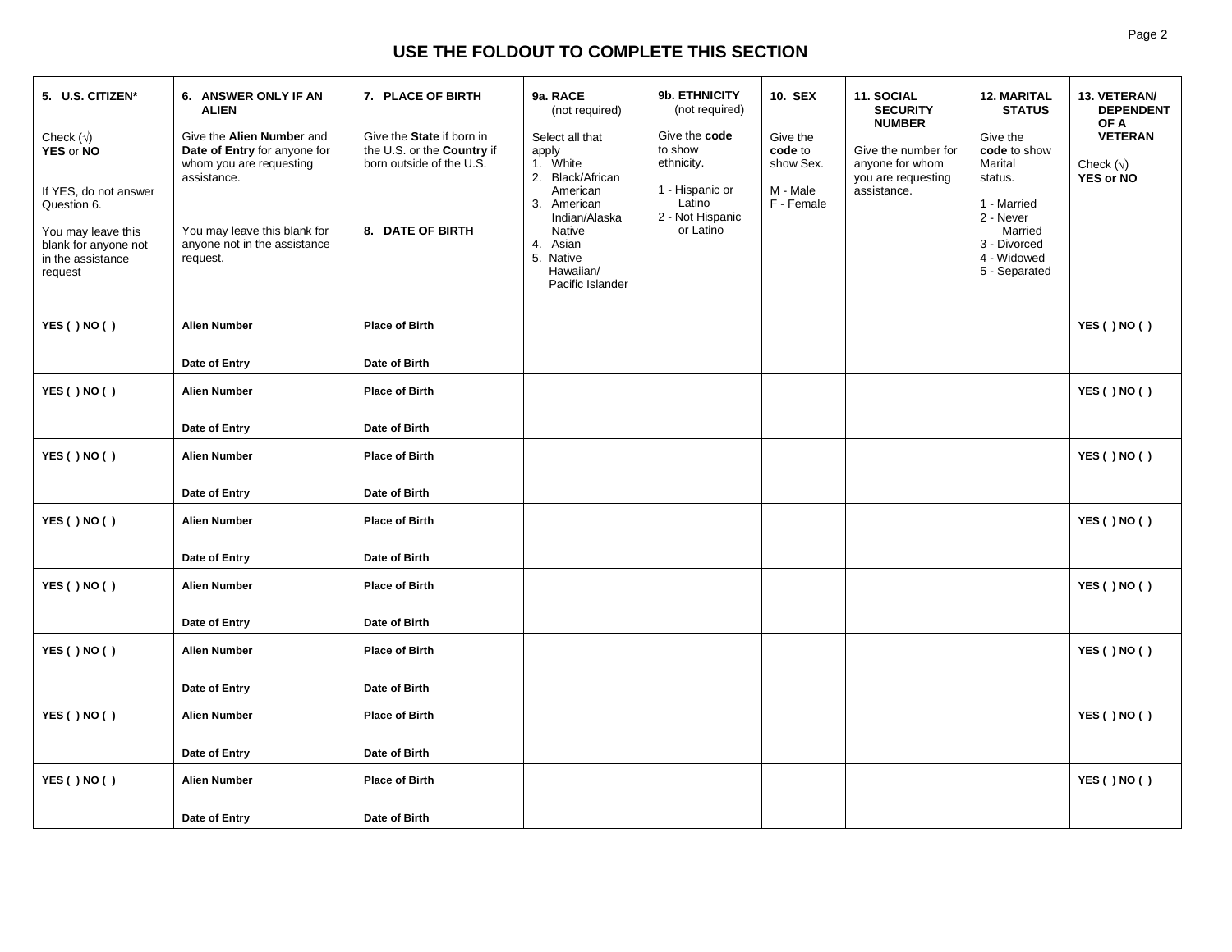## USE THE FOLDOUT TO COMPLETE THIS SECTION

| 5. U.S. CITIZEN*<br><br>Check (√) **YES** or **NO**<br><br>If YES, do not answer Question 6.<br><br>You may leave this blank for anyone not in the assistance request | 6. ANSWER ONLY IF AN ALIEN<br><br>Give the **Alien Number** and **Date of Entry** for anyone for whom you are requesting assistance.<br><br>You may leave this blank for anyone not in the assistance request. | 7. PLACE OF BIRTH<br><br>Give the **State** if born in the U.S. or the **Country** if born outside of the U.S.<br><br>8. DATE OF BIRTH | 9a. RACE (not required)<br><br>Select all that apply<br>1. White<br>2. Black/African American<br>3. American Indian/Alaska Native<br>4. Asian<br>5. Native Hawaiian/ Pacific Islander | 9b. ETHNICITY (not required)<br><br>Give the **code** to show ethnicity.<br><br>1 - Hispanic or Latino<br>2 - Not Hispanic or Latino | 10. SEX<br><br>Give the **code** to show Sex.<br><br>M - Male<br>F - Female | 11. SOCIAL SECURITY NUMBER<br><br>Give the number for anyone for whom you are requesting assistance. | 12. MARITAL STATUS<br><br>Give the **code** to show Marital status.<br><br>1 - Married<br>2 - Never Married<br>3 - Divorced<br>4 - Widowed<br>5 - Separated | 13. VETERAN/ DEPENDENT OF A VETERAN<br><br>Check (√) **YES or NO** |
|---|---|---|---|---|---|---|---|---|
| YES ( ) NO ( ) | Alien Number<br><br>Date of Entry | Place of Birth<br><br>Date of Birth | | | | | | YES ( ) NO ( ) |
| YES ( ) NO ( ) | Alien Number<br><br>Date of Entry | Place of Birth<br><br>Date of Birth | | | | | | YES ( ) NO ( ) |
| YES ( ) NO ( ) | Alien Number<br><br>Date of Entry | Place of Birth<br><br>Date of Birth | | | | | | YES ( ) NO ( ) |
| YES ( ) NO ( ) | Alien Number<br><br>Date of Entry | Place of Birth<br><br>Date of Birth | | | | | | YES ( ) NO ( ) |
| YES ( ) NO ( ) | Alien Number<br><br>Date of Entry | Place of Birth<br><br>Date of Birth | | | | | | YES ( ) NO ( ) |
| YES ( ) NO ( ) | Alien Number<br><br>Date of Entry | Place of Birth<br><br>Date of Birth | | | | | | YES ( ) NO ( ) |
| YES ( ) NO ( ) | Alien Number<br><br>Date of Entry | Place of Birth<br><br>Date of Birth | | | | | | YES ( ) NO ( ) |
| YES ( ) NO ( ) | Alien Number<br><br>Date of Entry | Place of Birth<br><br>Date of Birth | | | | | | YES ( ) NO ( ) |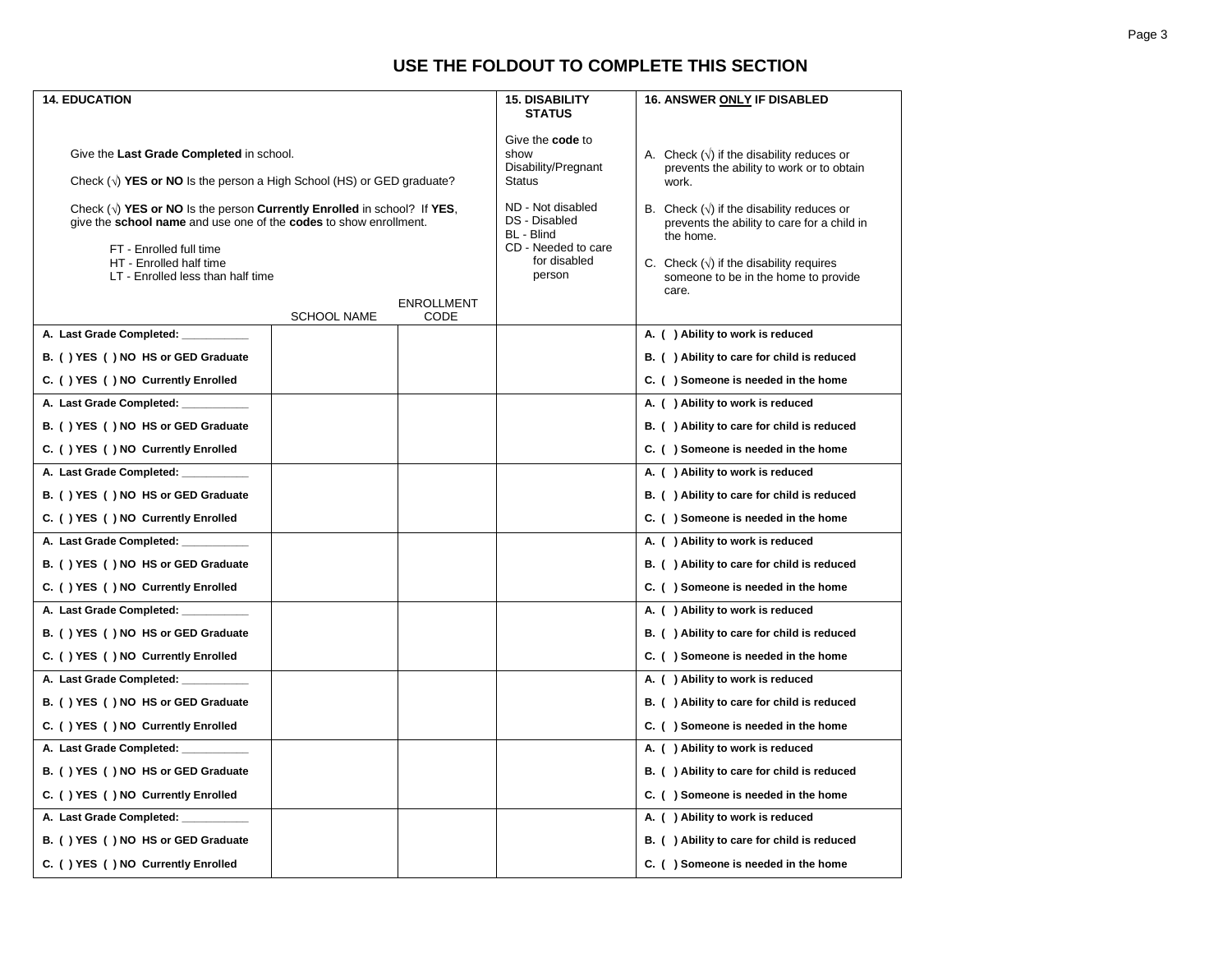## USE THE FOLDOUT TO COMPLETE THIS SECTION

| **14. EDUCATION**<br><br>Give the **Last Grade Completed** in school.<br><br>Check (√) **YES or NO** Is the person a High School (HS) or GED graduate?<br><br>Check (√) **YES or NO** Is the person **Currently Enrolled** in school? If **YES**, give the **school name** and use one of the **codes** to show enrollment.<br><br>FT - Enrolled full time<br>HT - Enrolled half time<br>LT - Enrolled less than half time | SCHOOL NAME | ENROLLMENT CODE | **15. DISABILITY STATUS**<br><br>Give the **code** to show Disability/Pregnant Status<br><br>ND - Not disabled<br>DS - Disabled<br>BL - Blind<br>CD - Needed to care for disabled person | **16. ANSWER ONLY IF DISABLED**<br><br>A. Check (√) if the disability reduces or prevents the ability to work or to obtain work.<br><br>B. Check (√) if the disability reduces or prevents the ability to care for a child in the home.<br><br>C. Check (√) if the disability requires someone to be in the home to provide care. |
|---|---|---|---|---|
| **A. Last Grade Completed: \_\_\_\_\_\_\_\_\_\_\_**<br>**B. ( ) YES ( ) NO HS or GED Graduate**<br>**C. ( ) YES ( ) NO Currently Enrolled** | | | | **A. ( ) Ability to work is reduced**<br>**B. ( ) Ability to care for child is reduced**<br>**C. ( ) Someone is needed in the home** |
| **A. Last Grade Completed: \_\_\_\_\_\_\_\_\_\_\_**<br>**B. ( ) YES ( ) NO HS or GED Graduate**<br>**C. ( ) YES ( ) NO Currently Enrolled** | | | | **A. ( ) Ability to work is reduced**<br>**B. ( ) Ability to care for child is reduced**<br>**C. ( ) Someone is needed in the home** |
| **A. Last Grade Completed: \_\_\_\_\_\_\_\_\_\_\_**<br>**B. ( ) YES ( ) NO HS or GED Graduate**<br>**C. ( ) YES ( ) NO Currently Enrolled** | | | | **A. ( ) Ability to work is reduced**<br>**B. ( ) Ability to care for child is reduced**<br>**C. ( ) Someone is needed in the home** |
| **A. Last Grade Completed: \_\_\_\_\_\_\_\_\_\_\_**<br>**B. ( ) YES ( ) NO HS or GED Graduate**<br>**C. ( ) YES ( ) NO Currently Enrolled** | | | | **A. ( ) Ability to work is reduced**<br>**B. ( ) Ability to care for child is reduced**<br>**C. ( ) Someone is needed in the home** |
| **A. Last Grade Completed: \_\_\_\_\_\_\_\_\_\_\_**<br>**B. ( ) YES ( ) NO HS or GED Graduate**<br>**C. ( ) YES ( ) NO Currently Enrolled** | | | | **A. ( ) Ability to work is reduced**<br>**B. ( ) Ability to care for child is reduced**<br>**C. ( ) Someone is needed in the home** |
| **A. Last Grade Completed: \_\_\_\_\_\_\_\_\_\_\_**<br>**B. ( ) YES ( ) NO HS or GED Graduate**<br>**C. ( ) YES ( ) NO Currently Enrolled** | | | | **A. ( ) Ability to work is reduced**<br>**B. ( ) Ability to care for child is reduced**<br>**C. ( ) Someone is needed in the home** |
| **A. Last Grade Completed: \_\_\_\_\_\_\_\_\_\_\_**<br>**B. ( ) YES ( ) NO HS or GED Graduate**<br>**C. ( ) YES ( ) NO Currently Enrolled** | | | | **A. ( ) Ability to work is reduced**<br>**B. ( ) Ability to care for child is reduced**<br>**C. ( ) Someone is needed in the home** |
| **A. Last Grade Completed: \_\_\_\_\_\_\_\_\_\_\_**<br>**B. ( ) YES ( ) NO HS or GED Graduate**<br>**C. ( ) YES ( ) NO Currently Enrolled** | | | | **A. ( ) Ability to work is reduced**<br>**B. ( ) Ability to care for child is reduced**<br>**C. ( ) Someone is needed in the home** |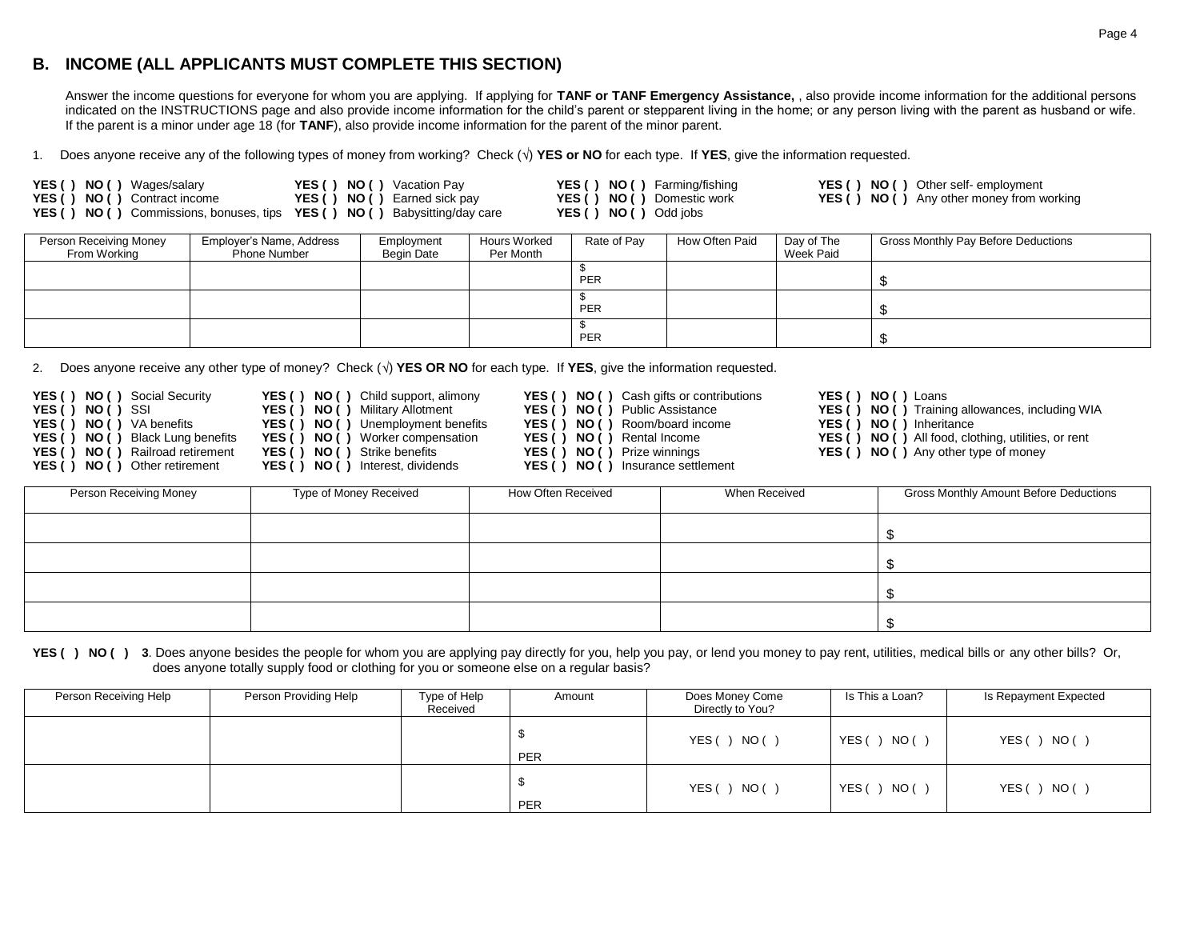## B. INCOME (ALL APPLICANTS MUST COMPLETE THIS SECTION)

Answer the income questions for everyone for whom you are applying. If applying for **TANF or TANF Emergency Assistance,** , also provide income information for the additional persons indicated on the INSTRUCTIONS page and also provide income information for the child's parent or stepparent living in the home; or any person living with the parent as husband or wife. If the parent is a minor under age 18 (for **TANF**), also provide income information for the parent of the minor parent.

1. Does anyone receive any of the following types of money from working? Check (√) **YES or NO** for each type. If **YES**, give the information requested.

**YES ( ) NO ( )** Wages/salary
**YES ( ) NO ( )** Contract income
**YES ( ) NO ( )** Commissions, bonuses, tips
**YES ( ) NO ( )** Vacation Pay
**YES ( ) NO ( )** Earned sick pay
**YES ( ) NO ( )** Babysitting/day care
**YES ( ) NO ( )** Farming/fishing
**YES ( ) NO ( )** Domestic work
**YES ( ) NO ( )** Odd jobs
**YES ( ) NO ( )** Other self- employment
**YES ( ) NO ( )** Any other money from working

| Person Receiving Money From Working | Employer's Name, Address Phone Number | Employment Begin Date | Hours Worked Per Month | Rate of Pay | How Often Paid | Day of The Week Paid | Gross Monthly Pay Before Deductions |
|---|---|---|---|---|---|---|---|
| | | | | $ PER | | | $ |
| | | | | $ PER | | | $ |
| | | | | $ PER | | | $ |

2. Does anyone receive any other type of money? Check (√) **YES OR NO** for each type. If **YES**, give the information requested.

**YES ( ) NO ( )** Social Security
**YES ( ) NO ( )** SSI
**YES ( ) NO ( )** VA benefits
**YES ( ) NO ( )** Black Lung benefits
**YES ( ) NO ( )** Railroad retirement
**YES ( ) NO ( )** Other retirement
**YES ( ) NO ( )** Child support, alimony
**YES ( ) NO ( )** Military Allotment
**YES ( ) NO ( )** Unemployment benefits
**YES ( ) NO ( )** Worker compensation
**YES ( ) NO ( )** Strike benefits
**YES ( ) NO ( )** Interest, dividends
**YES ( ) NO ( )** Cash gifts or contributions
**YES ( ) NO ( )** Public Assistance
**YES ( ) NO ( )** Room/board income
**YES ( ) NO ( )** Rental Income
**YES ( ) NO ( )** Prize winnings
**YES ( ) NO ( )** Insurance settlement
**YES ( ) NO ( )** Loans
**YES ( ) NO ( )** Training allowances, including WIA
**YES ( ) NO ( )** Inheritance
**YES ( ) NO ( )** All food, clothing, utilities, or rent
**YES ( ) NO ( )** Any other type of money

| Person Receiving Money | Type of Money Received | How Often Received | When Received | Gross Monthly Amount Before Deductions |
|---|---|---|---|---|
| | | | | $ |
| | | | | $ |
| | | | | $ |
| | | | | $ |

**YES ( ) NO ( ) 3**. Does anyone besides the people for whom you are applying pay directly for you, help you pay, or lend you money to pay rent, utilities, medical bills or any other bills? Or, does anyone totally supply food or clothing for you or someone else on a regular basis?

| Person Receiving Help | Person Providing Help | Type of Help Received | Amount | Does Money Come Directly to You? | Is This a Loan? | Is Repayment Expected |
|---|---|---|---|---|---|---|
| | | | $ PER | YES ( ) NO ( ) | YES ( ) NO ( ) | YES ( ) NO ( ) |
| | | | $ PER | YES ( ) NO ( ) | YES ( ) NO ( ) | YES ( ) NO ( ) |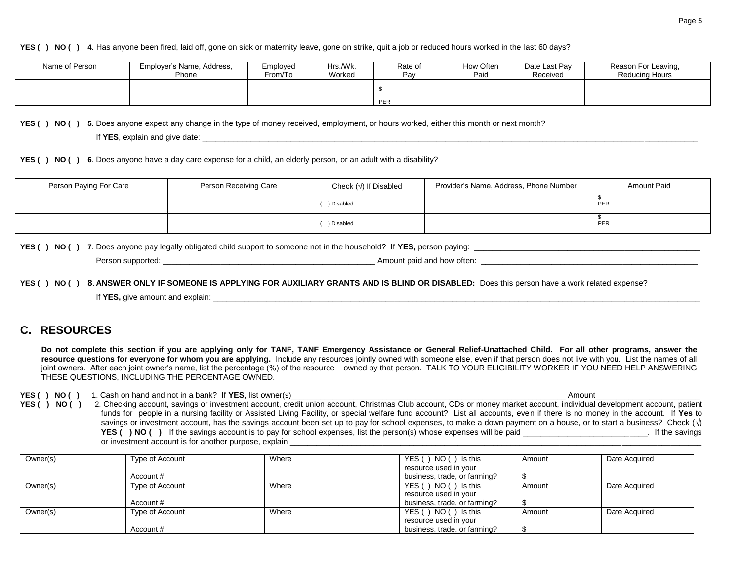**YES ( ) NO ( ) 4**. Has anyone been fired, laid off, gone on sick or maternity leave, gone on strike, quit a job or reduced hours worked in the last 60 days?

| Name of Person | Employer's Name, Address, Phone | Employed From/To | Hrs./Wk. Worked | Rate of Pay | How Often Paid | Date Last Pay Received | Reason For Leaving, Reducing Hours |
|---|---|---|---|---|---|---|---|
| | | | | $ PER | | | |

**YES ( ) NO ( ) 5**. Does anyone expect any change in the type of money received, employment, or hours worked, either this month or next month?

If **YES**, explain and give date: ____________________________________________

**YES ( ) NO ( ) 6**. Does anyone have a day care expense for a child, an elderly person, or an adult with a disability?

| Person Paying For Care | Person Receiving Care | Check (√) If Disabled | Provider's Name, Address, Phone Number | Amount Paid |
|---|---|---|---|---|
| | | ( ) Disabled | | $ PER |
| | | ( ) Disabled | | $ PER |

**YES ( ) NO ( ) 7**. Does anyone pay legally obligated child support to someone not in the household? If **YES,** person paying: ____________________

Person supported: ____________________ Amount paid and how often: ____________________

**YES ( ) NO ( ) 8**. **ANSWER ONLY IF SOMEONE IS APPLYING FOR AUXILIARY GRANTS AND IS BLIND OR DISABLED:** Does this person have a work related expense?

If **YES,** give amount and explain: ____________________________________________

## C. RESOURCES

**Do not complete this section if you are applying only for TANF, TANF Emergency Assistance or General Relief-Unattached Child. For all other programs, answer the resource questions for everyone for whom you are applying.** Include any resources jointly owned with someone else, even if that person does not live with you. List the names of all joint owners. After each joint owner's name, list the percentage (%) of the resource owned by that person. TALK TO YOUR ELIGIBILITY WORKER IF YOU NEED HELP ANSWERING THESE QUESTIONS, INCLUDING THE PERCENTAGE OWNED.

**YES ( ) NO ( )** 1. Cash on hand and not in a bank? If **YES**, list owner(s)____________________ Amount____________________

**YES ( ) NO ( )** 2. Checking account, savings or investment account, credit union account, Christmas Club account, CDs or money market account, individual development account, patient funds for people in a nursing facility or Assisted Living Facility, or special welfare fund account? List all accounts, even if there is no money in the account. If **Yes** to savings or investment account, has the savings account been set up to pay for school expenses, to make a down payment on a house, or to start a business? Check (√) **YES ( ) NO ( )** If the savings account is to pay for school expenses, list the person(s) whose expenses will be paid ____________________. If the savings or investment account is for another purpose, explain ____________________

| Owner(s) | Type of Account / Account # | Where | YES ( ) NO ( ) Is this resource used in your business, trade, or farming? | Amount $ | Date Acquired |
|---|---|---|---|---|---|
| Owner(s) | Type of Account / Account # | Where | YES ( ) NO ( ) Is this resource used in your business, trade, or farming? | Amount $ | Date Acquired |
| Owner(s) | Type of Account / Account # | Where | YES ( ) NO ( ) Is this resource used in your business, trade, or farming? | Amount $ | Date Acquired |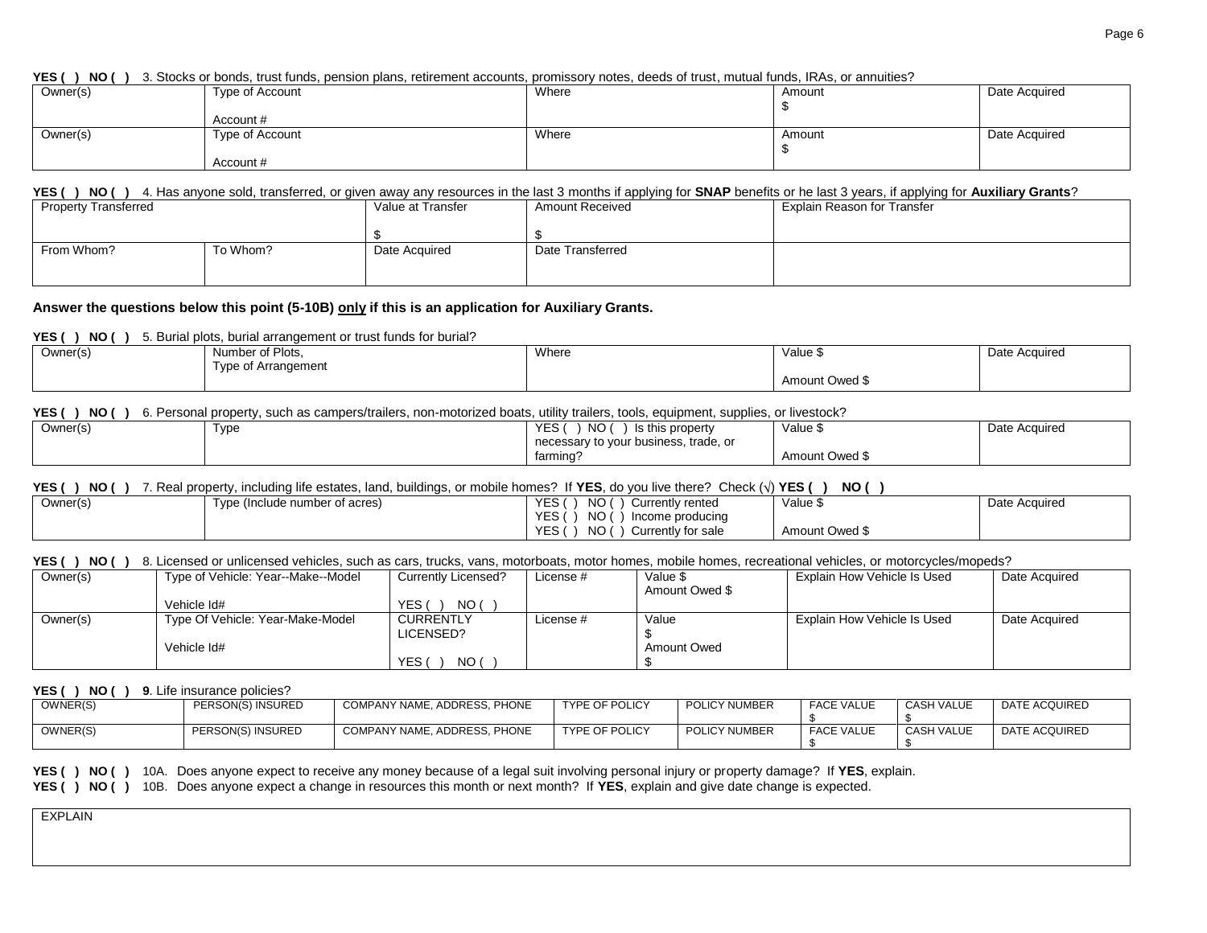**YES ( ) NO ( )** 3. Stocks or bonds, trust funds, pension plans, retirement accounts, promissory notes, deeds of trust, mutual funds, IRAs, or annuities?

| Owner(s) | Type of Account<br><br>Account # | Where | Amount<br>$ | Date Acquired |
|---|---|---|---|---|
| Owner(s) | Type of Account<br><br>Account # | Where | Amount<br>$ | Date Acquired |

**YES ( ) NO ( )** 4. Has anyone sold, transferred, or given away any resources in the last 3 months if applying for **SNAP** benefits or he last 3 years, if applying for **Auxiliary Grants**?

| Property Transferred | | Value at Transfer<br><br>$ | Amount Received<br><br>$ | Explain Reason for Transfer |
|---|---|---|---|---|
| From Whom? | To Whom? | Date Acquired | Date Transferred | |

**Answer the questions below this point (5-10B) only if this is an application for Auxiliary Grants.**

**YES ( ) NO ( )** 5. Burial plots, burial arrangement or trust funds for burial?

| Owner(s) | Number of Plots,<br>Type of Arrangement | Where | Value $<br><br>Amount Owed $ | Date Acquired |
|---|---|---|---|---|

**YES ( ) NO ( )** 6. Personal property, such as campers/trailers, non-motorized boats, utility trailers, tools, equipment, supplies, or livestock?

| Owner(s) | Type | YES ( ) NO ( ) Is this property necessary to your business, trade, or farming? | Value $<br><br>Amount Owed $ | Date Acquired |
|---|---|---|---|---|

**YES ( ) NO ( )** 7. Real property, including life estates, land, buildings, or mobile homes? If **YES**, do you live there? Check (√) **YES ( ) NO ( )**

| Owner(s) | Type (Include number of acres) | YES ( ) NO ( ) Currently rented<br>YES ( ) NO ( ) Income producing<br>YES ( ) NO ( ) Currently for sale | Value $<br><br>Amount Owed $ | Date Acquired |
|---|---|---|---|---|

**YES ( ) NO ( )** 8. Licensed or unlicensed vehicles, such as cars, trucks, vans, motorboats, motor homes, mobile homes, recreational vehicles, or motorcycles/mopeds?

| Owner(s) | Type of Vehicle: Year--Make--Model<br><br>Vehicle Id# | Currently Licensed?<br><br>YES ( ) NO ( ) | License # | Value $<br>Amount Owed $ | Explain How Vehicle Is Used | Date Acquired |
|---|---|---|---|---|---|---|
| Owner(s) | Type Of Vehicle: Year-Make-Model<br><br>Vehicle Id# | CURRENTLY LICENSED?<br><br>YES ( ) NO ( ) | License # | Value<br>$<br>Amount Owed<br>$ | Explain How Vehicle Is Used | Date Acquired |

**YES ( ) NO ( )** **9**. Life insurance policies?

| OWNER(S) | PERSON(S) INSURED | COMPANY NAME, ADDRESS, PHONE | TYPE OF POLICY | POLICY NUMBER | FACE VALUE<br>$ | CASH VALUE<br>$ | DATE ACQUIRED |
|---|---|---|---|---|---|---|---|
| OWNER(S) | PERSON(S) INSURED | COMPANY NAME, ADDRESS, PHONE | TYPE OF POLICY | POLICY NUMBER | FACE VALUE<br>$ | CASH VALUE<br>$ | DATE ACQUIRED |

**YES ( ) NO ( )** 10A. Does anyone expect to receive any money because of a legal suit involving personal injury or property damage? If **YES**, explain.

**YES ( ) NO ( )** 10B. Does anyone expect a change in resources this month or next month? If **YES**, explain and give date change is expected.

| EXPLAIN |
|---|
| |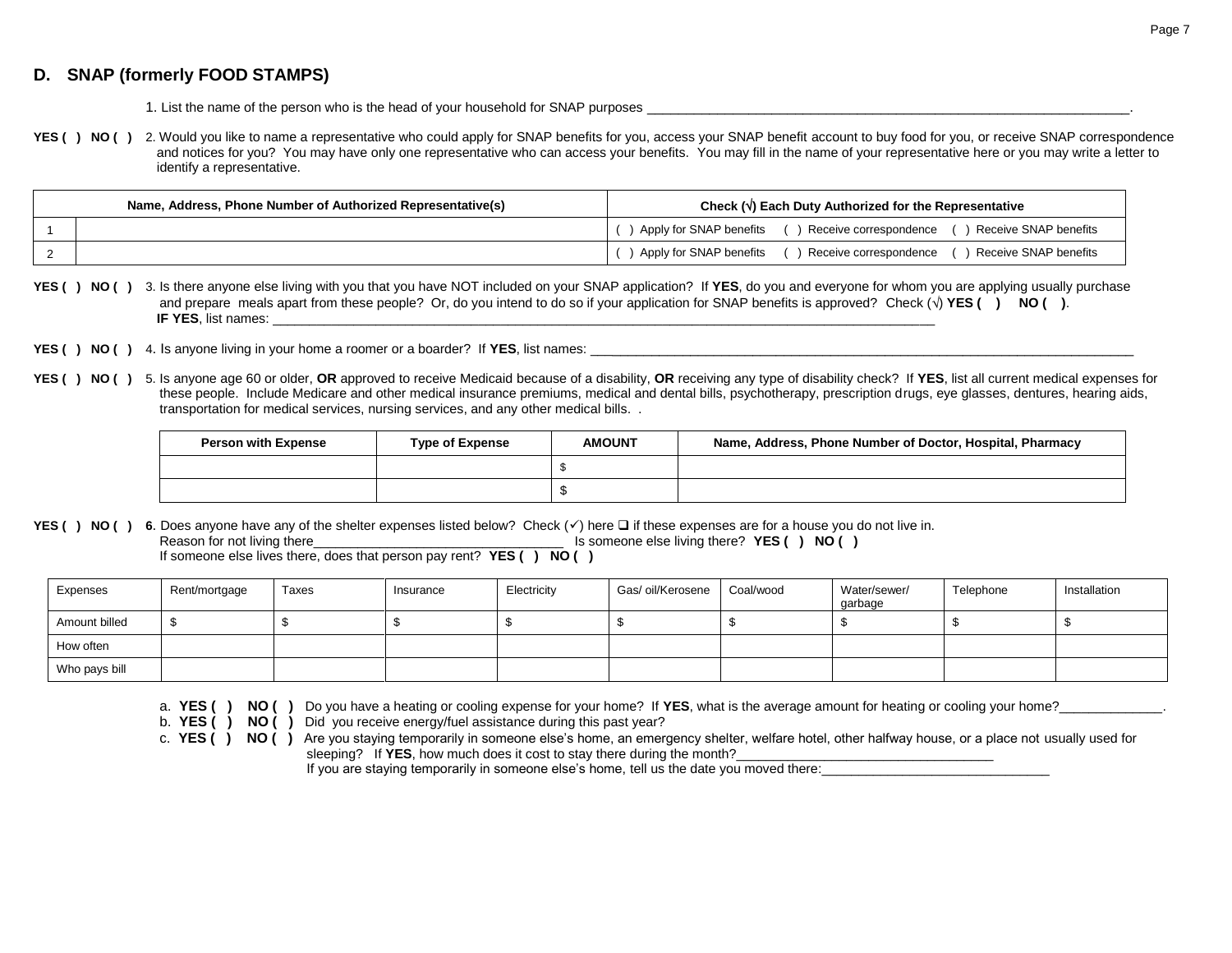## D. SNAP (formerly FOOD STAMPS)

1. List the name of the person who is the head of your household for SNAP purposes ___________________________________________________________________.

**YES ( ) NO ( )** 2. Would you like to name a representative who could apply for SNAP benefits for you, access your SNAP benefit account to buy food for you, or receive SNAP correspondence and notices for you? You may have only one representative who can access your benefits. You may fill in the name of your representative here or you may write a letter to identify a representative.

| | Name, Address, Phone Number of Authorized Representative(s) | Check (√) Each Duty Authorized for the Representative |
|---|---|---|
| 1 | | ( ) Apply for SNAP benefits ( ) Receive correspondence ( ) Receive SNAP benefits |
| 2 | | ( ) Apply for SNAP benefits ( ) Receive correspondence ( ) Receive SNAP benefits |

**YES ( ) NO ( )** 3. Is there anyone else living with you that you have NOT included on your SNAP application? If **YES**, do you and everyone for whom you are applying usually purchase and prepare meals apart from these people? Or, do you intend to do so if your application for SNAP benefits is approved? Check (√) **YES ( ) NO ( )**.
**IF YES**, list names: ___________________________________________________________________________________________

**YES ( ) NO ( )** 4. Is anyone living in your home a roomer or a boarder? If **YES**, list names: ___________________________________________________________________________

**YES ( ) NO ( )** 5. Is anyone age 60 or older, **OR** approved to receive Medicaid because of a disability, **OR** receiving any type of disability check? If **YES**, list all current medical expenses for these people. Include Medicare and other medical insurance premiums, medical and dental bills, psychotherapy, prescription drugs, eye glasses, dentures, hearing aids, transportation for medical services, nursing services, and any other medical bills. .

| Person with Expense | Type of Expense | AMOUNT | Name, Address, Phone Number of Doctor, Hospital, Pharmacy |
|---|---|---|---|
| | | $ | |
| | | $ | |

**YES ( ) NO ( )** **6**. Does anyone have any of the shelter expenses listed below? Check (✓) here ❑ if these expenses are for a house you do not live in.
Reason for not living there_________________________________ Is someone else living there? **YES ( ) NO ( )**
If someone else lives there, does that person pay rent? **YES ( ) NO ( )**

| Expenses | Rent/mortgage | Taxes | Insurance | Electricity | Gas/ oil/Kerosene | Coal/wood | Water/sewer/ garbage | Telephone | Installation |
|---|---|---|---|---|---|---|---|---|---|
| Amount billed | $ | $ | $ | $ | $ | $ | $ | $ | $ |
| How often | | | | | | | | | |
| Who pays bill | | | | | | | | | |

a. **YES ( ) NO ( )** Do you have a heating or cooling expense for your home? If **YES**, what is the average amount for heating or cooling your home?______________.

b. **YES ( ) NO ( )** Did you receive energy/fuel assistance during this past year?

c. **YES ( ) NO ( )** Are you staying temporarily in someone else's home, an emergency shelter, welfare hotel, other halfway house, or a place not usually used for sleeping? If **YES**, how much does it cost to stay there during the month?___________________________________
If you are staying temporarily in someone else's home, tell us the date you moved there:_______________________________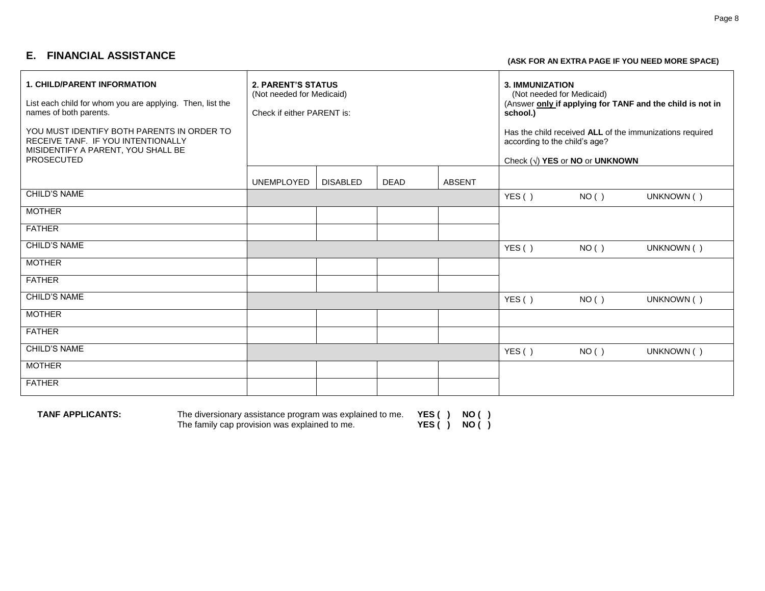## E. FINANCIAL ASSISTANCE

**(ASK FOR AN EXTRA PAGE IF YOU NEED MORE SPACE)**

| **1. CHILD/PARENT INFORMATION**<br><br>List each child for whom you are applying. Then, list the names of both parents.<br><br>YOU MUST IDENTIFY BOTH PARENTS IN ORDER TO RECEIVE TANF. IF YOU INTENTIONALLY MISIDENTIFY A PARENT, YOU SHALL BE PROSECUTED | **2. PARENT'S STATUS**<br>(Not needed for Medicaid)<br><br>Check if either PARENT is: | | | | **3. IMMUNIZATION**<br>(Not needed for Medicaid)<br>**(Answer only if applying for TANF and the child is not in school.)**<br><br>Has the child received **ALL** of the immunizations required according to the child's age?<br><br>Check (√) **YES** or **NO** or **UNKNOWN** | | |
|---|---|---|---|---|---|---|---|
| | UNEMPLOYED | DISABLED | DEAD | ABSENT | | | |
| CHILD'S NAME | | | | | YES ( ) | NO ( ) | UNKNOWN ( ) |
| MOTHER | | | | | | | |
| FATHER | | | | | | | |
| CHILD'S NAME | | | | | YES ( ) | NO ( ) | UNKNOWN ( ) |
| MOTHER | | | | | | | |
| FATHER | | | | | | | |
| CHILD'S NAME | | | | | YES ( ) | NO ( ) | UNKNOWN ( ) |
| MOTHER | | | | | | | |
| FATHER | | | | | | | |
| CHILD'S NAME | | | | | YES ( ) | NO ( ) | UNKNOWN ( ) |
| MOTHER | | | | | | | |
| FATHER | | | | | | | |

**TANF APPLICANTS:**

The diversionary assistance program was explained to me. **YES ( ) NO ( )**
The family cap provision was explained to me. **YES ( ) NO ( )**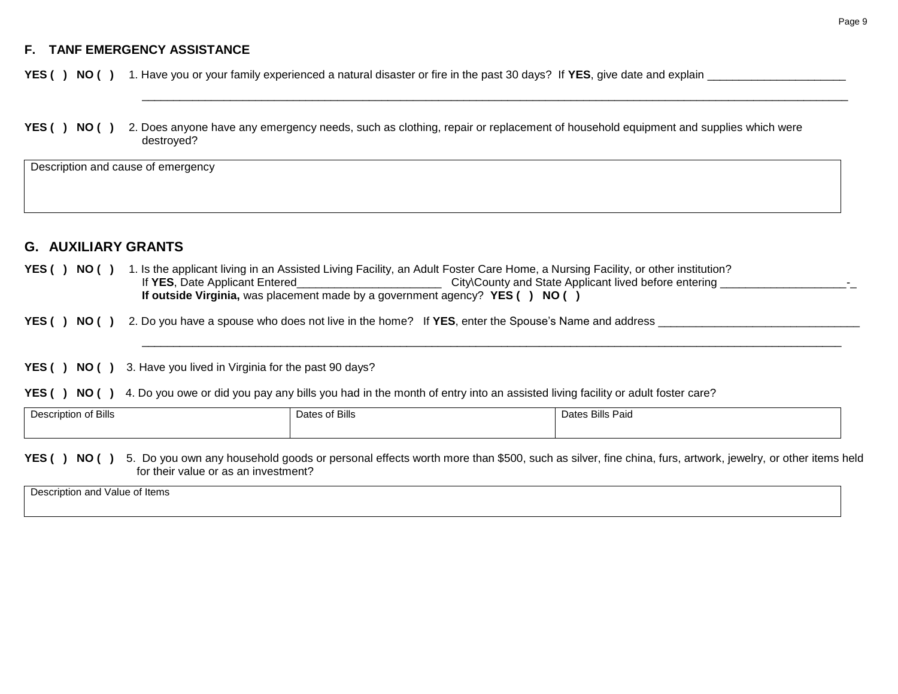## F. TANF EMERGENCY ASSISTANCE

**YES ( ) NO ( )** 1. Have you or your family experienced a natural disaster or fire in the past 30 days? If **YES**, give date and explain ______________________

_______________________________________________________________________________________________________________

**YES ( ) NO ( )** 2. Does anyone have any emergency needs, such as clothing, repair or replacement of household equipment and supplies which were destroyed?

| Description and cause of emergency |
|---|
| |

## G. AUXILIARY GRANTS

**YES ( ) NO ( )** 1. Is the applicant living in an Assisted Living Facility, an Adult Foster Care Home, a Nursing Facility, or other institution?
If **YES**, Date Applicant Entered_______________________ City\County and State Applicant lived before entering ____________________-_
**If outside Virginia,** was placement made by a government agency? **YES ( ) NO ( )**

**YES ( ) NO ( )** 2. Do you have a spouse who does not live in the home? If **YES**, enter the Spouse's Name and address ________________________________

_______________________________________________________________________________________________________________

**YES ( ) NO ( )** 3. Have you lived in Virginia for the past 90 days?

**YES ( ) NO ( )** 4. Do you owe or did you pay any bills you had in the month of entry into an assisted living facility or adult foster care?

| Description of Bills | Dates of Bills | Dates Bills Paid |
|---|---|---|
| | | |

**YES ( ) NO ( )** 5. Do you own any household goods or personal effects worth more than $500, such as silver, fine china, furs, artwork, jewelry, or other items held for their value or as an investment?

| Description and Value of Items |
|---|
| |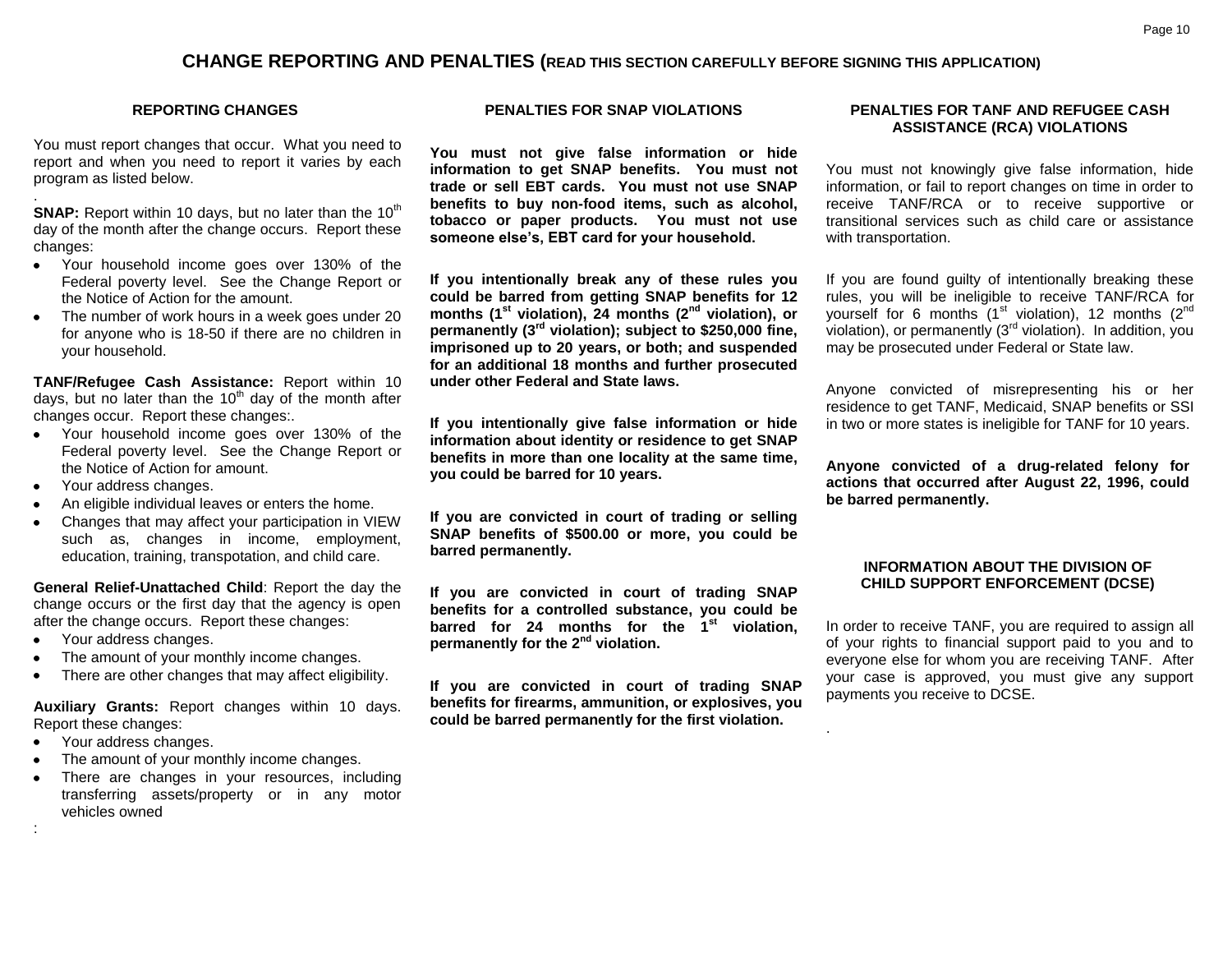# CHANGE REPORTING AND PENALTIES (READ THIS SECTION CAREFULLY BEFORE SIGNING THIS APPLICATION)

## REPORTING CHANGES

You must report changes that occur. What you need to report and when you need to report it varies by each program as listed below.

**SNAP:** Report within 10 days, but no later than the 10th day of the month after the change occurs. Report these changes:

- Your household income goes over 130% of the Federal poverty level. See the Change Report or the Notice of Action for the amount.
- The number of work hours in a week goes under 20 for anyone who is 18-50 if there are no children in your household.

**TANF/Refugee Cash Assistance:** Report within 10 days, but no later than the 10th day of the month after changes occur. Report these changes:.

- Your household income goes over 130% of the Federal poverty level. See the Change Report or the Notice of Action for amount.
- Your address changes.
- An eligible individual leaves or enters the home.
- Changes that may affect your participation in VIEW such as, changes in income, employment, education, training, transpotation, and child care.

**General Relief-Unattached Child**: Report the day the change occurs or the first day that the agency is open after the change occurs. Report these changes:

- Your address changes.
- The amount of your monthly income changes.
- There are other changes that may affect eligibility.

**Auxiliary Grants:** Report changes within 10 days. Report these changes:

- Your address changes.
- The amount of your monthly income changes.
- There are changes in your resources, including transferring assets/property or in any motor vehicles owned

## PENALTIES FOR SNAP VIOLATIONS

**You must not give false information or hide information to get SNAP benefits. You must not trade or sell EBT cards. You must not use SNAP benefits to buy non-food items, such as alcohol, tobacco or paper products. You must not use someone else's, EBT card for your household.**

**If you intentionally break any of these rules you could be barred from getting SNAP benefits for 12 months (1st violation), 24 months (2nd violation), or permanently (3rd violation); subject to $250,000 fine, imprisoned up to 20 years, or both; and suspended for an additional 18 months and further prosecuted under other Federal and State laws.**

**If you intentionally give false information or hide information about identity or residence to get SNAP benefits in more than one locality at the same time, you could be barred for 10 years.**

**If you are convicted in court of trading or selling SNAP benefits of $500.00 or more, you could be barred permanently.**

**If you are convicted in court of trading SNAP benefits for a controlled substance, you could be barred for 24 months for the 1st violation, permanently for the 2nd violation.**

**If you are convicted in court of trading SNAP benefits for firearms, ammunition, or explosives, you could be barred permanently for the first violation.**

## PENALTIES FOR TANF AND REFUGEE CASH ASSISTANCE (RCA) VIOLATIONS

You must not knowingly give false information, hide information, or fail to report changes on time in order to receive TANF/RCA or to receive supportive or transitional services such as child care or assistance with transportation.

If you are found guilty of intentionally breaking these rules, you will be ineligible to receive TANF/RCA for yourself for 6 months (1st violation), 12 months (2nd violation), or permanently (3rd violation). In addition, you may be prosecuted under Federal or State law.

Anyone convicted of misrepresenting his or her residence to get TANF, Medicaid, SNAP benefits or SSI in two or more states is ineligible for TANF for 10 years.

**Anyone convicted of a drug-related felony for actions that occurred after August 22, 1996, could be barred permanently.**

## INFORMATION ABOUT THE DIVISION OF CHILD SUPPORT ENFORCEMENT (DCSE)

In order to receive TANF, you are required to assign all of your rights to financial support paid to you and to everyone else for whom you are receiving TANF. After your case is approved, you must give any support payments you receive to DCSE.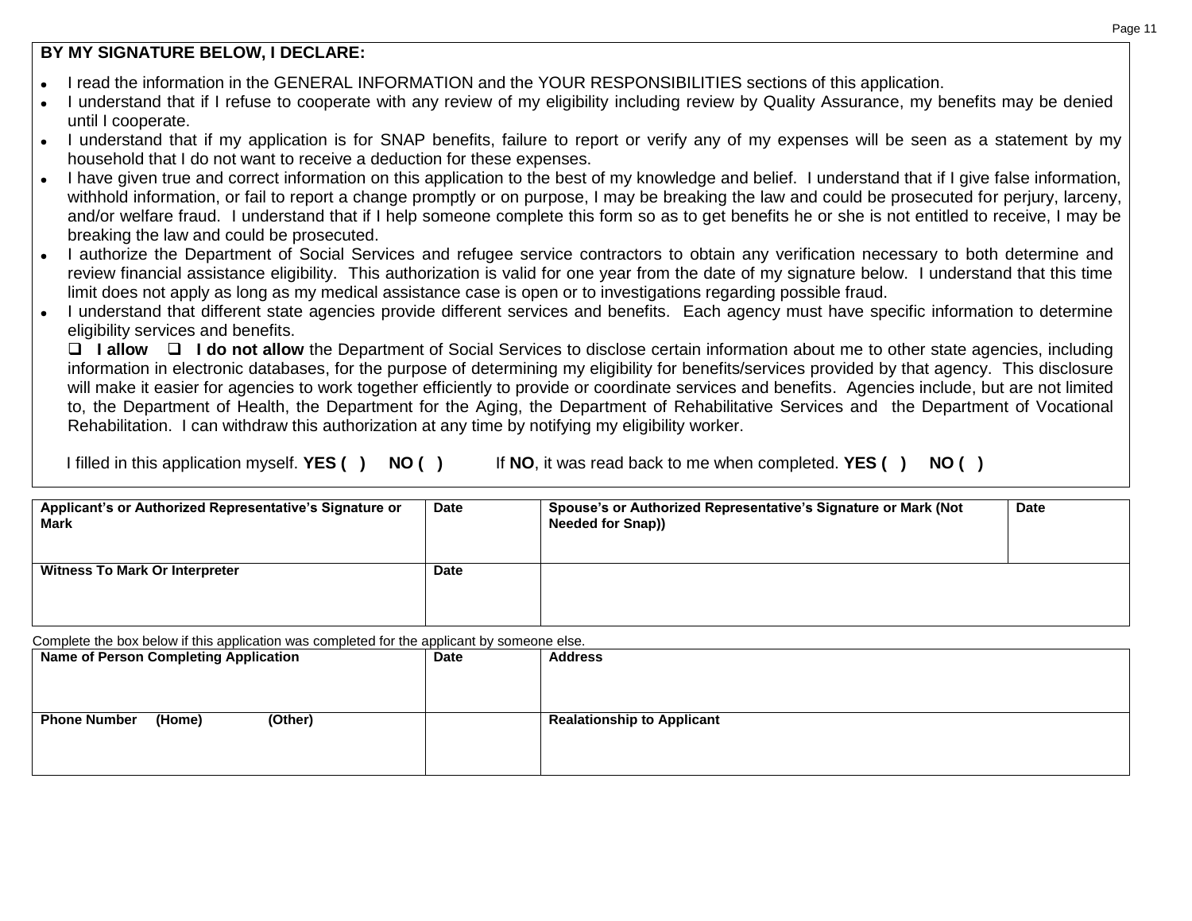**BY MY SIGNATURE BELOW, I DECLARE:**

- I read the information in the GENERAL INFORMATION and the YOUR RESPONSIBILITIES sections of this application.
- I understand that if I refuse to cooperate with any review of my eligibility including review by Quality Assurance, my benefits may be denied until I cooperate.
- I understand that if my application is for SNAP benefits, failure to report or verify any of my expenses will be seen as a statement by my household that I do not want to receive a deduction for these expenses.
- I have given true and correct information on this application to the best of my knowledge and belief. I understand that if I give false information, withhold information, or fail to report a change promptly or on purpose, I may be breaking the law and could be prosecuted for perjury, larceny, and/or welfare fraud. I understand that if I help someone complete this form so as to get benefits he or she is not entitled to receive, I may be breaking the law and could be prosecuted.
- I authorize the Department of Social Services and refugee service contractors to obtain any verification necessary to both determine and review financial assistance eligibility. This authorization is valid for one year from the date of my signature below. I understand that this time limit does not apply as long as my medical assistance case is open or to investigations regarding possible fraud.
- I understand that different state agencies provide different services and benefits. Each agency must have specific information to determine eligibility services and benefits.

  ❑ **I allow** ❑ **I do not allow** the Department of Social Services to disclose certain information about me to other state agencies, including information in electronic databases, for the purpose of determining my eligibility for benefits/services provided by that agency. This disclosure will make it easier for agencies to work together efficiently to provide or coordinate services and benefits. Agencies include, but are not limited to, the Department of Health, the Department for the Aging, the Department of Rehabilitative Services and the Department of Vocational Rehabilitation. I can withdraw this authorization at any time by notifying my eligibility worker.

I filled in this application myself. **YES ( ) NO ( )** If **NO**, it was read back to me when completed. **YES ( ) NO ( )**

| **Applicant's or Authorized Representative's Signature or Mark** | **Date** | **Spouse's or Authorized Representative's Signature or Mark (Not Needed for Snap))** | **Date** |
|---|---|---|---|
| **Witness To Mark Or Interpreter** | **Date** | | |

Complete the box below if this application was completed for the applicant by someone else.

| **Name of Person Completing Application** | **Date** | **Address** |
|---|---|---|
| **Phone Number (Home) (Other)** | | **Realationship to Applicant** |